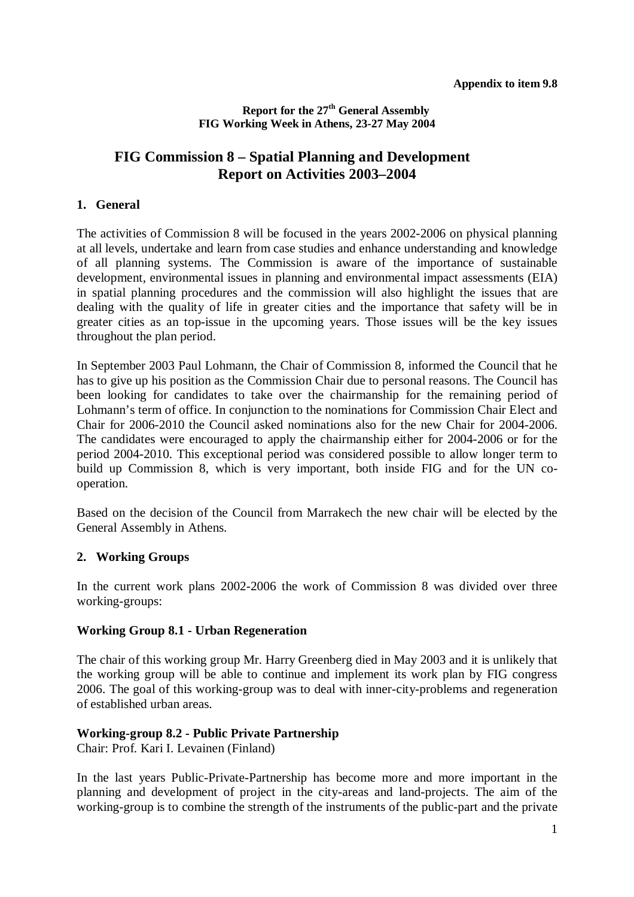**Appendix to item 9.8**

**Report for the 27th General Assembly**
**FIG Working Week in Athens, 23-27 May 2004**

# FIG Commission 8 – Spatial Planning and Development
# Report on Activities 2003–2004

## 1. General

The activities of Commission 8 will be focused in the years 2002-2006 on physical planning at all levels, undertake and learn from case studies and enhance understanding and knowledge of all planning systems. The Commission is aware of the importance of sustainable development, environmental issues in planning and environmental impact assessments (EIA) in spatial planning procedures and the commission will also highlight the issues that are dealing with the quality of life in greater cities and the importance that safety will be in greater cities as an top-issue in the upcoming years. Those issues will be the key issues throughout the plan period.

In September 2003 Paul Lohmann, the Chair of Commission 8, informed the Council that he has to give up his position as the Commission Chair due to personal reasons. The Council has been looking for candidates to take over the chairmanship for the remaining period of Lohmann's term of office. In conjunction to the nominations for Commission Chair Elect and Chair for 2006-2010 the Council asked nominations also for the new Chair for 2004-2006. The candidates were encouraged to apply the chairmanship either for 2004-2006 or for the period 2004-2010. This exceptional period was considered possible to allow longer term to build up Commission 8, which is very important, both inside FIG and for the UN co-operation.

Based on the decision of the Council from Marrakech the new chair will be elected by the General Assembly in Athens.

## 2. Working Groups

In the current work plans 2002-2006 the work of Commission 8 was divided over three working-groups:

### Working Group 8.1 - Urban Regeneration

The chair of this working group Mr. Harry Greenberg died in May 2003 and it is unlikely that the working group will be able to continue and implement its work plan by FIG congress 2006. The goal of this working-group was to deal with inner-city-problems and regeneration of established urban areas.

### Working-group 8.2 - Public Private Partnership

Chair: Prof. Kari I. Levainen (Finland)

In the last years Public-Private-Partnership has become more and more important in the planning and development of project in the city-areas and land-projects. The aim of the working-group is to combine the strength of the instruments of the public-part and the private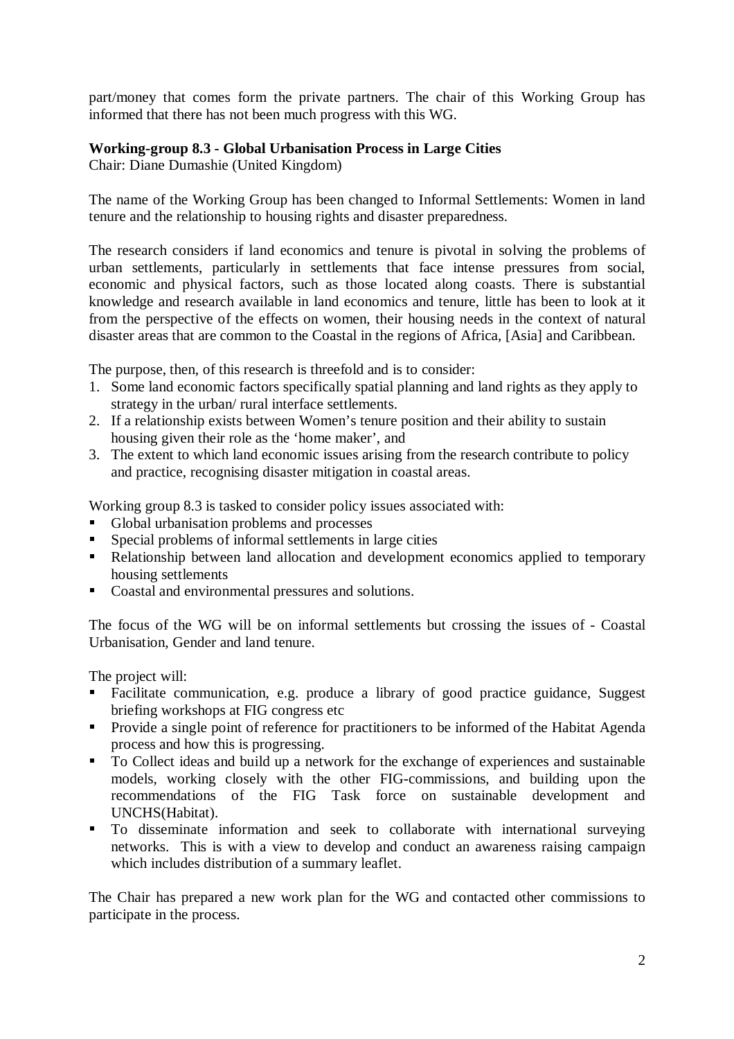part/money that comes form the private partners. The chair of this Working Group has informed that there has not been much progress with this WG.

**Working-group 8.3 - Global Urbanisation Process in Large Cities**
Chair: Diane Dumashie (United Kingdom)

The name of the Working Group has been changed to Informal Settlements: Women in land tenure and the relationship to housing rights and disaster preparedness.

The research considers if land economics and tenure is pivotal in solving the problems of urban settlements, particularly in settlements that face intense pressures from social, economic and physical factors, such as those located along coasts. There is substantial knowledge and research available in land economics and tenure, little has been to look at it from the perspective of the effects on women, their housing needs in the context of natural disaster areas that are common to the Coastal in the regions of Africa, [Asia] and Caribbean.

The purpose, then, of this research is threefold and is to consider:

1. Some land economic factors specifically spatial planning and land rights as they apply to strategy in the urban/ rural interface settlements.
2. If a relationship exists between Women's tenure position and their ability to sustain housing given their role as the 'home maker', and
3. The extent to which land economic issues arising from the research contribute to policy and practice, recognising disaster mitigation in coastal areas.

Working group 8.3 is tasked to consider policy issues associated with:

- Global urbanisation problems and processes
- Special problems of informal settlements in large cities
- Relationship between land allocation and development economics applied to temporary housing settlements
- Coastal and environmental pressures and solutions.

The focus of the WG will be on informal settlements but crossing the issues of - Coastal Urbanisation, Gender and land tenure.

The project will:

- Facilitate communication, e.g. produce a library of good practice guidance, Suggest briefing workshops at FIG congress etc
- Provide a single point of reference for practitioners to be informed of the Habitat Agenda process and how this is progressing.
- To Collect ideas and build up a network for the exchange of experiences and sustainable models, working closely with the other FIG-commissions, and building upon the recommendations of the FIG Task force on sustainable development and UNCHS(Habitat).
- To disseminate information and seek to collaborate with international surveying networks. This is with a view to develop and conduct an awareness raising campaign which includes distribution of a summary leaflet.

The Chair has prepared a new work plan for the WG and contacted other commissions to participate in the process.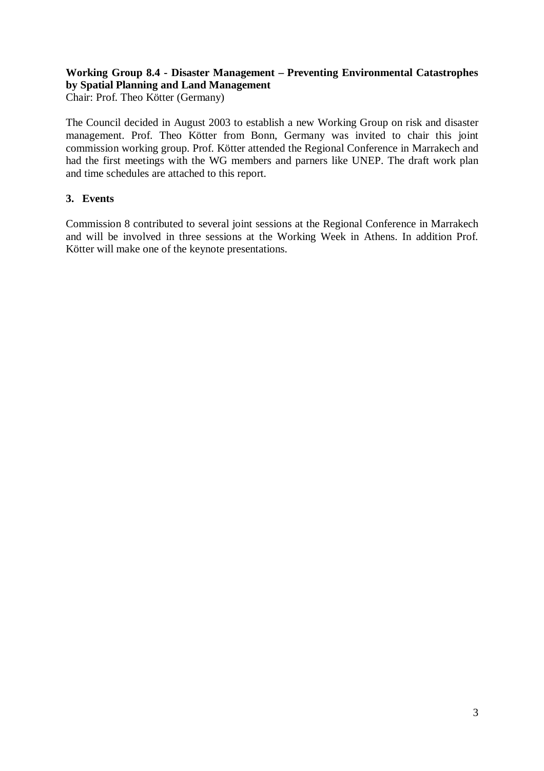**Working Group 8.4 - Disaster Management – Preventing Environmental Catastrophes by Spatial Planning and Land Management**
Chair: Prof. Theo Kötter (Germany)

The Council decided in August 2003 to establish a new Working Group on risk and disaster management. Prof. Theo Kötter from Bonn, Germany was invited to chair this joint commission working group. Prof. Kötter attended the Regional Conference in Marrakech and had the first meetings with the WG members and parners like UNEP. The draft work plan and time schedules are attached to this report.

## 3. Events

Commission 8 contributed to several joint sessions at the Regional Conference in Marrakech and will be involved in three sessions at the Working Week in Athens. In addition Prof. Kötter will make one of the keynote presentations.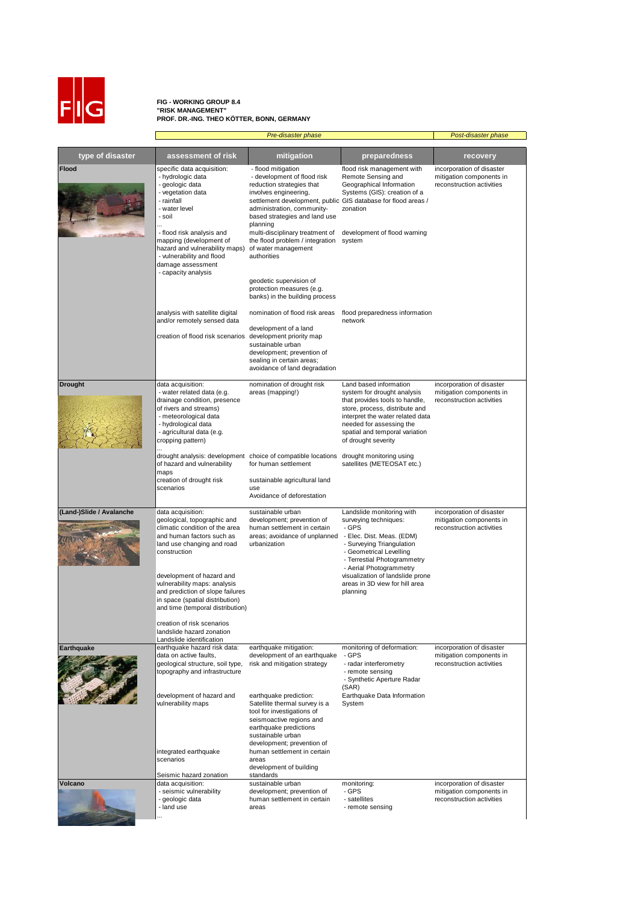**FIG - WORKING GROUP 8.4**
**"RISK MANAGEMENT"**
**PROF. DR.-ING. THEO KÖTTER, BONN, GERMANY**

| type of disaster | assessment of risk | mitigation | preparedness | recovery |
|---|---|---|---|---|
| | *Pre-disaster phase* | | | *Post-disaster phase* |
| **Flood** | specific data acquisition:<br>- hydrologic data<br>- geologic data<br>- vegetation data<br>- rainfall<br>- water level<br>- soil<br>... | - flood mitigation<br>- development of flood risk reduction strategies that involves engineering, settlement development, public administration, community-based strategies and land use planning | flood risk management with Remote Sensing and Geographical Information Systems (GIS): creation of a GIS database for flood areas / zonation | incorporation of disaster mitigation components in reconstruction activities |
| | - flood risk analysis and mapping (development of hazard and vulnerability maps)<br>- vulnerability and flood damage assessment<br>- capacity analysis | multi-disciplinary treatment of the flood problem / integration of water management authorities | development of flood warning system | |
| | | geodetic supervision of protection measures (e.g. banks) in the building process | | |
| | analysis with satellite digital and/or remotely sensed data | nomination of flood risk areas | flood preparedness information network | |
| | creation of flood risk scenarios | development of a land development priority map<br>sustainable urban development; prevention of sealing in certain areas; avoidance of land degradation | | |
| **Drought** | data acquisition:<br>- water related data (e.g. drainage condition, presence of rivers and streams)<br>- meteorological data<br>- hydrological data<br>- agricultural data (e.g. cropping pattern)<br>... | nomination of drought risk areas (mapping!) | Land based information system for drought analysis that provides tools to handle, store, process, distribute and interpret the water related data needed for assessing the spatial and temporal variation of drought severity | incorporation of disaster mitigation components in reconstruction activities |
| | drought analysis: development of hazard and vulnerability maps | choice of compatible locations for human settlement | drought monitoring using satellites (METEOSAT etc.) | |
| | creation of drought risk scenarios | sustainable agricultural land use<br>Avoidance of deforestation | | |
| **(Land-)Slide / Avalanche** | data acquisition:<br>geological, topographic and climatic condition of the area and human factors such as land use changing and road construction | sustainable urban development; prevention of human settlement in certain areas; avoidance of unplanned urbanization | Landslide monitoring with surveying techniques:<br>- GPS<br>- Elec. Dist. Meas. (EDM)<br>- Surveying Triangulation<br>- Geometrical Levelling<br>- Terrestial Photogrammetry<br>- Aerial Photogrammetry | incorporation of disaster mitigation components in reconstruction activities |
| | development of hazard and vulnerability maps: analysis and prediction of slope failures in space (spatial distribution) and time (temporal distribution) | | visualization of landslide prone areas in 3D view for hill area planning | |
| | creation of risk scenarios<br>landslide hazard zonation<br>Landslide identification | | | |
| **Earthquake** | earthquake hazard risk data: data on active faults, geological structure, soil type, topography and infrastructure | earthquake mitigation: development of an earthquake risk and mitigation strategy | monitoring of deformation:<br>- GPS<br>- radar interferometry<br>- remote sensing<br>- Synthetic Aperture Radar (SAR) | incorporation of disaster mitigation components in reconstruction activities |
| | development of hazard and vulnerability maps | earthquake prediction: Satellite thermal survey is a tool for investigations of seismoactive regions and earthquake predictions | Earthquake Data Information System | |
| | integrated earthquake scenarios<br>Seismic hazard zonation | sustainable urban development; prevention of human settlement in certain areas<br>development of building standards | | |
| **Volcano** | data acquisition:<br>- seismic vulnerability<br>- geologic data<br>- land use<br>... | sustainable urban development; prevention of human settlement in certain areas | monitoring:<br>- GPS<br>- satellites<br>- remote sensing | incorporation of disaster mitigation components in reconstruction activities |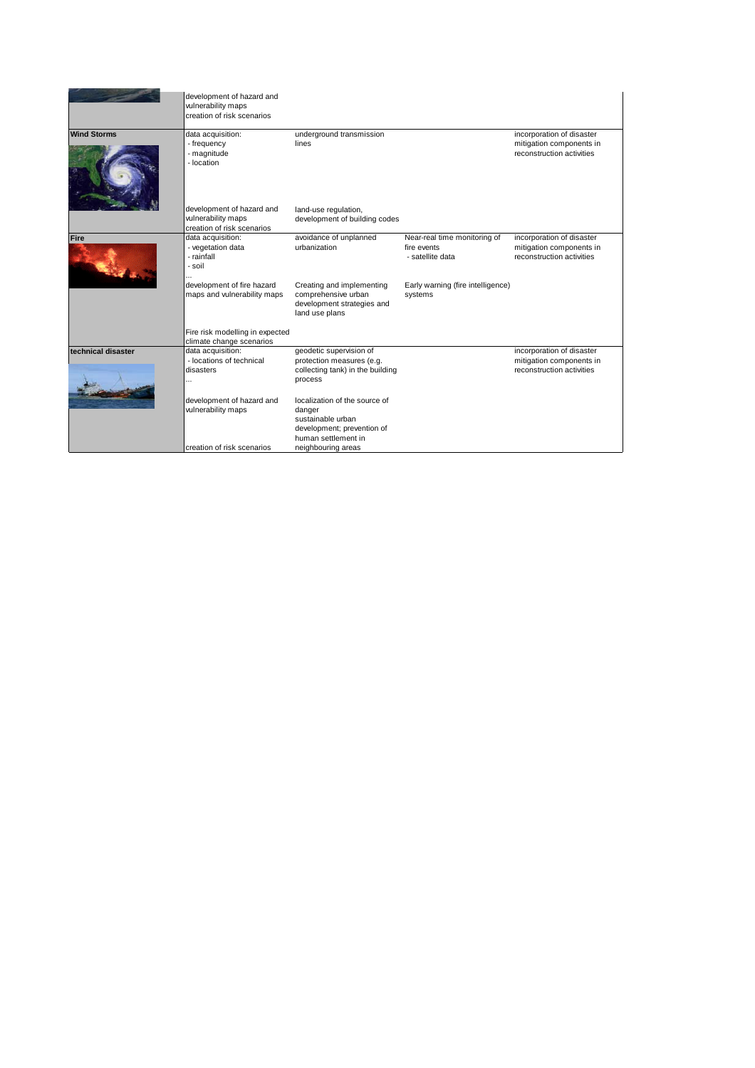| | | | | |
|---|---|---|---|---|
| | development of hazard and vulnerability maps<br>creation of risk scenarios | | | |
| **Wind Storms** | data acquisition:<br>- frequency<br>- magnitude<br>- location | underground transmission lines | | incorporation of disaster mitigation components in reconstruction activities |
| | development of hazard and vulnerability maps<br>creation of risk scenarios | land-use regulation, development of building codes | | |
| **Fire** | data acquisition:<br>- vegetation data<br>- rainfall<br>- soil<br>... | avoidance of unplanned urbanization | Near-real time monitoring of fire events<br>- satellite data | incorporation of disaster mitigation components in reconstruction activities |
| | development of fire hazard maps and vulnerability maps | Creating and implementing comprehensive urban development strategies and land use plans | Early warning (fire intelligence) systems | |
| | Fire risk modelling in expected climate change scenarios | | | |
| **technical disaster** | data acquisition:<br>- locations of technical disasters<br>... | geodetic supervision of protection measures (e.g. collecting tank) in the building process | | incorporation of disaster mitigation components in reconstruction activities |
| | development of hazard and vulnerability maps | localization of the source of danger<br>sustainable urban development; prevention of human settlement in neighbouring areas | | |
| | creation of risk scenarios | | | |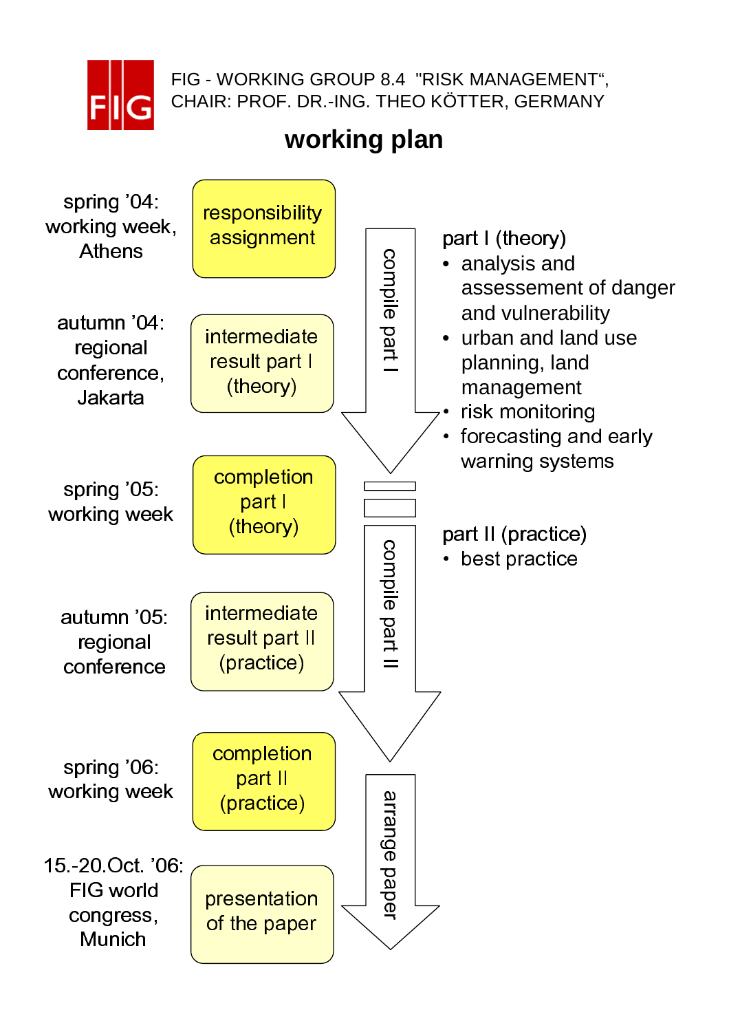FIG - WORKING GROUP 8.4 "RISK MANAGEMENT“,
CHAIR: PROF. DR.-ING. THEO KÖTTER, GERMANY

# working plan

spring ’04: working week, Athens — responsibility assignment

autumn ’04: regional conference, Jakarta — intermediate result part I (theory)

spring ’05: working week — completion part I (theory)

autumn ’05: regional conference — intermediate result part II (practice)

spring ’06: working week — completion part II (practice)

15.-20.Oct. ’06: FIG world congress, Munich — presentation of the paper

compile part I

compile part II

arrange paper

part I (theory)

- analysis and assessement of danger and vulnerability
- urban and land use planning, land management
- risk monitoring
- forecasting and early warning systems

part II (practice)

- best practice